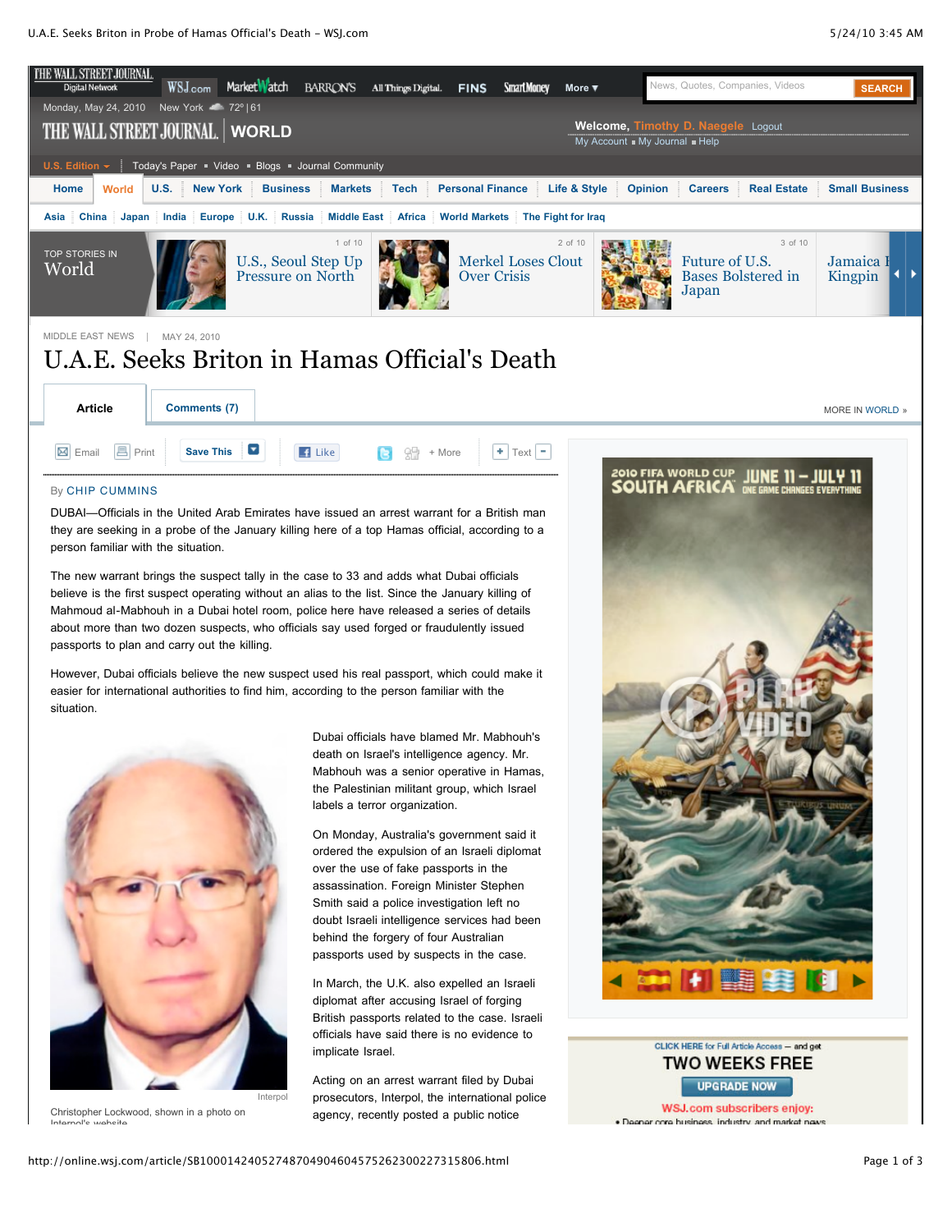MIDDLE EAST NEWS | MAY 24, 2010

# U.A.E. Seeks Briton in Hamas Official's Death

By CHIP CUMMINS

DUBAI—Officials in the United Arab Emirates have issued an arrest warrant for a British man they are seeking in a probe of the January killing here of a top Hamas official, according to a person familiar with the situation.

The new warrant brings the suspect tally in the case to 33 and adds what Dubai officials believe is the first suspect operating without an alias to the list. Since the January killing of Mahmoud al-Mabhouh in a Dubai hotel room, police here have released a series of details about more than two dozen suspects, who officials say used forged or fraudulently issued passports to plan and carry out the killing.

However, Dubai officials believe the new suspect used his real passport, which could make it easier for international authorities to find him, according to the person familiar with the situation.

Interpol

Christopher Lockwood, shown in a photo on Interpol's website

Dubai officials have blamed Mr. Mabhouh's death on Israel's intelligence agency. Mr. Mabhouh was a senior operative in Hamas, the Palestinian militant group, which Israel labels a terror organization.

On Monday, Australia's government said it ordered the expulsion of an Israeli diplomat over the use of fake passports in the assassination. Foreign Minister Stephen Smith said a police investigation left no doubt Israeli intelligence services had been behind the forgery of four Australian passports used by suspects in the case.

In March, the U.K. also expelled an Israeli diplomat after accusing Israel of forging British passports related to the case. Israeli officials have said there is no evidence to implicate Israel.

Acting on an arrest warrant filed by Dubai prosecutors, Interpol, the international police agency, recently posted a public notice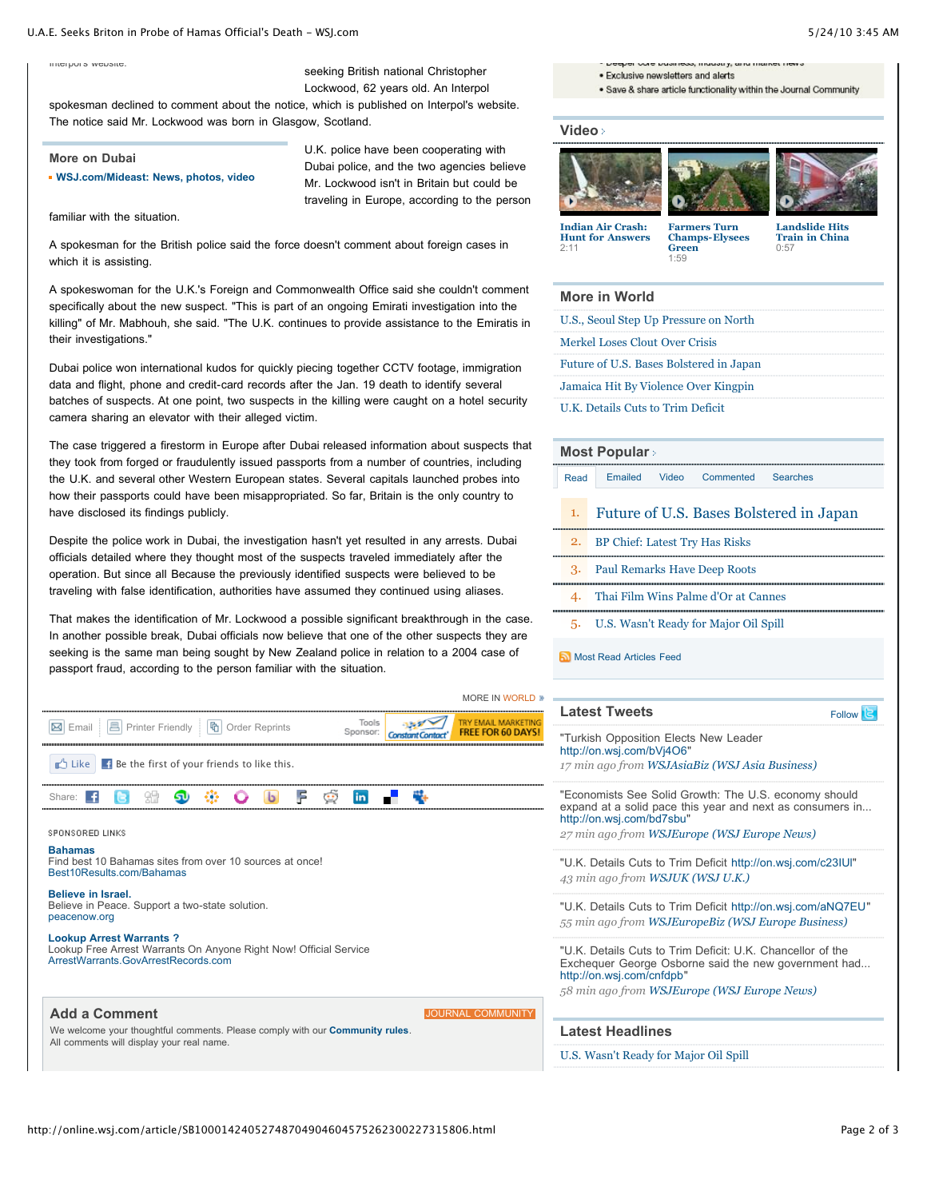Interpol's website.

seeking British national Christopher Lockwood, 62 years old. An Interpol spokesman declined to comment about the notice, which is published on Interpol's website. The notice said Mr. Lockwood was born in Glasgow, Scotland.

**More on Dubai**

- WSJ.com/Mideast: News, photos, video

U.K. police have been cooperating with Dubai police, and the two agencies believe Mr. Lockwood isn't in Britain but could be traveling in Europe, according to the person familiar with the situation.

A spokesman for the British police said the force doesn't comment about foreign cases in which it is assisting.

A spokeswoman for the U.K.'s Foreign and Commonwealth Office said she couldn't comment specifically about the new suspect. "This is part of an ongoing Emirati investigation into the killing" of Mr. Mabhouh, she said. "The U.K. continues to provide assistance to the Emiratis in their investigations."

Dubai police won international kudos for quickly piecing together CCTV footage, immigration data and flight, phone and credit-card records after the Jan. 19 death to identify several batches of suspects. At one point, two suspects in the killing were caught on a hotel security camera sharing an elevator with their alleged victim.

The case triggered a firestorm in Europe after Dubai released information about suspects that they took from forged or fraudulently issued passports from a number of countries, including the U.K. and several other Western European states. Several capitals launched probes into how their passports could have been misappropriated. So far, Britain is the only country to have disclosed its findings publicly.

Despite the police work in Dubai, the investigation hasn't yet resulted in any arrests. Dubai officials detailed where they thought most of the suspects traveled immediately after the operation. But since all Because the previously identified suspects were believed to be traveling with false identification, authorities have assumed they continued using aliases.

That makes the identification of Mr. Lockwood a possible significant breakthrough in the case. In another possible break, Dubai officials now believe that one of the other suspects they are seeking is the same man being sought by New Zealand police in relation to a 2004 case of passport fraud, according to the person familiar with the situation.

MORE IN WORLD

Email | Printer Friendly | Order Reprints | Tools Sponsor: Constant Contact TRY EMAIL MARKETING FREE FOR 60 DAYS!

Like | Be the first of your friends to like this.

Share:

SPONSORED LINKS

**Bahamas**
Find best 10 Bahamas sites from over 10 sources at once!
Best10Results.com/Bahamas

**Believe in Israel.**
Believe in Peace. Support a two-state solution.
peacenow.org

**Lookup Arrest Warrants ?**
Lookup Free Arrest Warrants On Anyone Right Now! Official Service
ArrestWarrants.GovArrestRecords.com

## Add a Comment

JOURNAL COMMUNITY

We welcome your thoughtful comments. Please comply with our **Community rules**.
All comments will display your real name.

---

- Deeper core business, industry, and market news
- Exclusive newsletters and alerts
- Save & share article functionality within the Journal Community

## Video

- Indian Air Crash: Hunt for Answers 2:11
- Farmers Turn Champs-Elysees Green 1:59
- Landslide Hits Train in China 0:57

## More in World

- U.S., Seoul Step Up Pressure on North
- Merkel Loses Clout Over Crisis
- Future of U.S. Bases Bolstered in Japan
- Jamaica Hit By Violence Over Kingpin
- U.K. Details Cuts to Trim Deficit

## Most Popular

Read | Emailed | Video | Commented | Searches

1. Future of U.S. Bases Bolstered in Japan
2. BP Chief: Latest Try Has Risks
3. Paul Remarks Have Deep Roots
4. Thai Film Wins Palme d'Or at Cannes
5. U.S. Wasn't Ready for Major Oil Spill

Most Read Articles Feed

## Latest Tweets

Follow

"Turkish Opposition Elects New Leader http://on.wsj.com/bVj4O6"
*17 min ago from WSJAsiaBiz (WSJ Asia Business)*

"Economists See Solid Growth: The U.S. economy should expand at a solid pace this year and next as consumers in... http://on.wsj.com/bd7sbu"
*27 min ago from WSJEurope (WSJ Europe News)*

"U.K. Details Cuts to Trim Deficit http://on.wsj.com/c23IUl"
*43 min ago from WSJUK (WSJ U.K.)*

"U.K. Details Cuts to Trim Deficit http://on.wsj.com/aNQ7EU"
*55 min ago from WSJEuropeBiz (WSJ Europe Business)*

"U.K. Details Cuts to Trim Deficit: U.K. Chancellor of the Exchequer George Osborne said the new government had... http://on.wsj.com/cnfdpb"
*58 min ago from WSJEurope (WSJ Europe News)*

## Latest Headlines

- U.S. Wasn't Ready for Major Oil Spill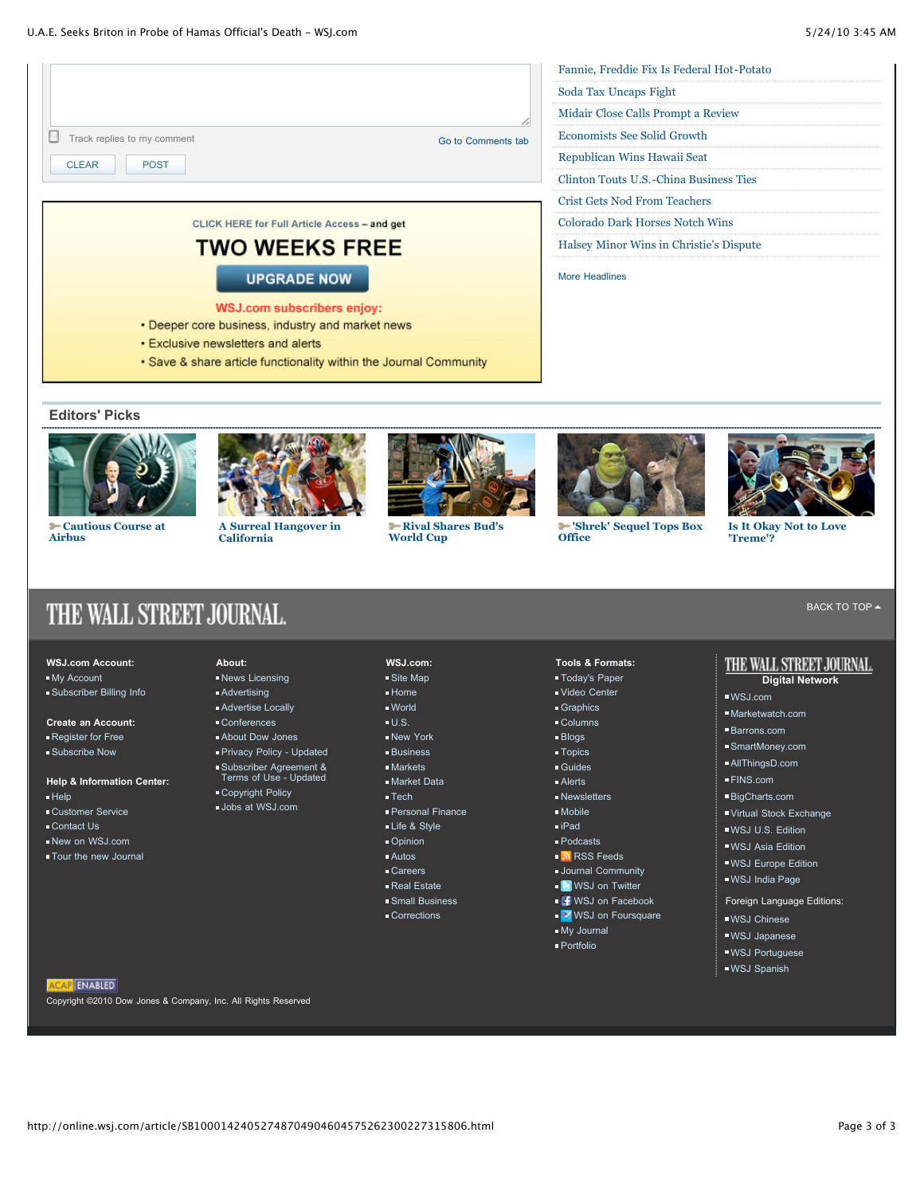Track replies to my comment

Go to Comments tab

CLEAR POST

CLICK HERE for Full Article Access – and get

**TWO WEEKS FREE**

UPGRADE NOW

WSJ.com subscribers enjoy:

- Deeper core business, industry and market news
- Exclusive newsletters and alerts
- Save & share article functionality within the Journal Community

- Fannie, Freddie Fix Is Federal Hot-Potato
- Soda Tax Uncaps Fight
- Midair Close Calls Prompt a Review
- Economists See Solid Growth
- Republican Wins Hawaii Seat
- Clinton Touts U.S.-China Business Ties
- Crist Gets Nod From Teachers
- Colorado Dark Horses Notch Wins
- Halsey Minor Wins in Christie's Dispute

More Headlines

## Editors' Picks

- **Cautious Course at Airbus**
- **A Surreal Hangover in California**
- **Rival Shares Bud's World Cup**
- **'Shrek' Sequel Tops Box Office**
- **Is It Okay Not to Love 'Treme'?**

THE WALL STREET JOURNAL.

BACK TO TOP

**WSJ.com Account:**
- My Account
- Subscriber Billing Info

**Create an Account:**
- Register for Free
- Subscribe Now

**Help & Information Center:**
- Help
- Customer Service
- Contact Us
- New on WSJ.com
- Tour the new Journal

**About:**
- News Licensing
- Advertising
- Advertise Locally
- Conferences
- About Dow Jones
- Privacy Policy - Updated
- Subscriber Agreement & Terms of Use - Updated
- Copyright Policy
- Jobs at WSJ.com

**WSJ.com:**
- Site Map
- Home
- World
- U.S.
- New York
- Business
- Markets
- Market Data
- Tech
- Personal Finance
- Life & Style
- Opinion
- Autos
- Careers
- Real Estate
- Small Business
- Corrections

**Tools & Formats:**
- Today's Paper
- Video Center
- Graphics
- Columns
- Blogs
- Topics
- Guides
- Alerts
- Newsletters
- Mobile
- iPad
- Podcasts
- RSS Feeds
- Journal Community
- WSJ on Twitter
- WSJ on Facebook
- WSJ on Foursquare
- My Journal
- Portfolio

**THE WALL STREET JOURNAL. Digital Network**
- WSJ.com
- Marketwatch.com
- Barrons.com
- SmartMoney.com
- AllThingsD.com
- FINS.com
- BigCharts.com
- Virtual Stock Exchange
- WSJ U.S. Edition
- WSJ Asia Edition
- WSJ Europe Edition
- WSJ India Page

Foreign Language Editions:
- WSJ Chinese
- WSJ Japanese
- WSJ Portuguese
- WSJ Spanish

ACAP ENABLED

Copyright ©2010 Dow Jones & Company, Inc. All Rights Reserved